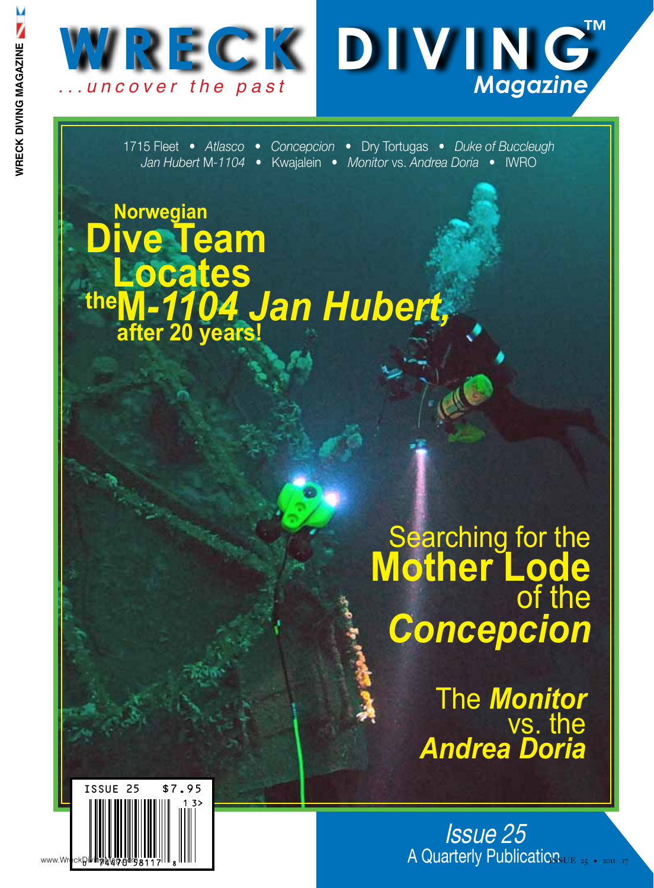# WRECK DIVING™ Magazine

*...uncover the past*

1715 Fleet • *Atlasco* • *Concepcion* • Dry Tortugas • *Duke of Buccleugh*
*Jan Hubert* M-*1104* • Kwajalein • *Monitor* vs. *Andrea Doria* • IWRO

## Norwegian Dive Team Locates the *M-1104 Jan Hubert*, after 20 years!

## Searching for the Mother Lode of the *Concepcion*

## The *Monitor* vs. the *Andrea Doria*

ISSUE 25 $7.95

*Issue 25*
A Quarterly Publication

www.WreckDivingMag.com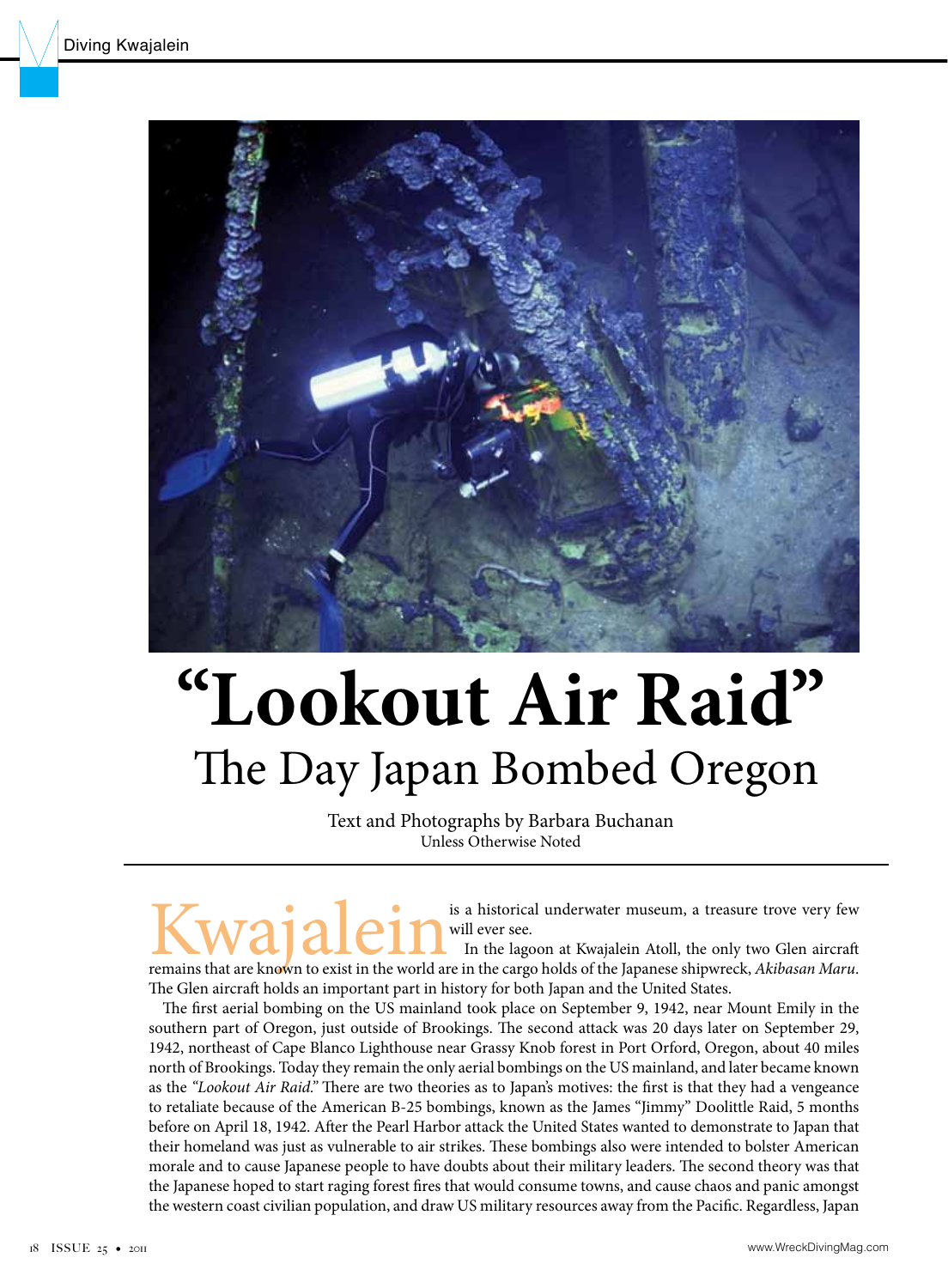# "Lookout Air Raid"

## The Day Japan Bombed Oregon

Text and Photographs by Barbara Buchanan
Unless Otherwise Noted

Kwajalein is a historical underwater museum, a treasure trove very few will ever see.

In the lagoon at Kwajalein Atoll, the only two Glen aircraft remains that are known to exist in the world are in the cargo holds of the Japanese shipwreck, *Akibasan Maru*. The Glen aircraft holds an important part in history for both Japan and the United States.

The first aerial bombing on the US mainland took place on September 9, 1942, near Mount Emily in the southern part of Oregon, just outside of Brookings. The second attack was 20 days later on September 29, 1942, northeast of Cape Blanco Lighthouse near Grassy Knob forest in Port Orford, Oregon, about 40 miles north of Brookings. Today they remain the only aerial bombings on the US mainland, and later became known as the *"Lookout Air Raid."* There are two theories as to Japan's motives: the first is that they had a vengeance to retaliate because of the American B-25 bombings, known as the James "Jimmy" Doolittle Raid, 5 months before on April 18, 1942. After the Pearl Harbor attack the United States wanted to demonstrate to Japan that their homeland was just as vulnerable to air strikes. These bombings also were intended to bolster American morale and to cause Japanese people to have doubts about their military leaders. The second theory was that the Japanese hoped to start raging forest fires that would consume towns, and cause chaos and panic amongst the western coast civilian population, and draw US military resources away from the Pacific. Regardless, Japan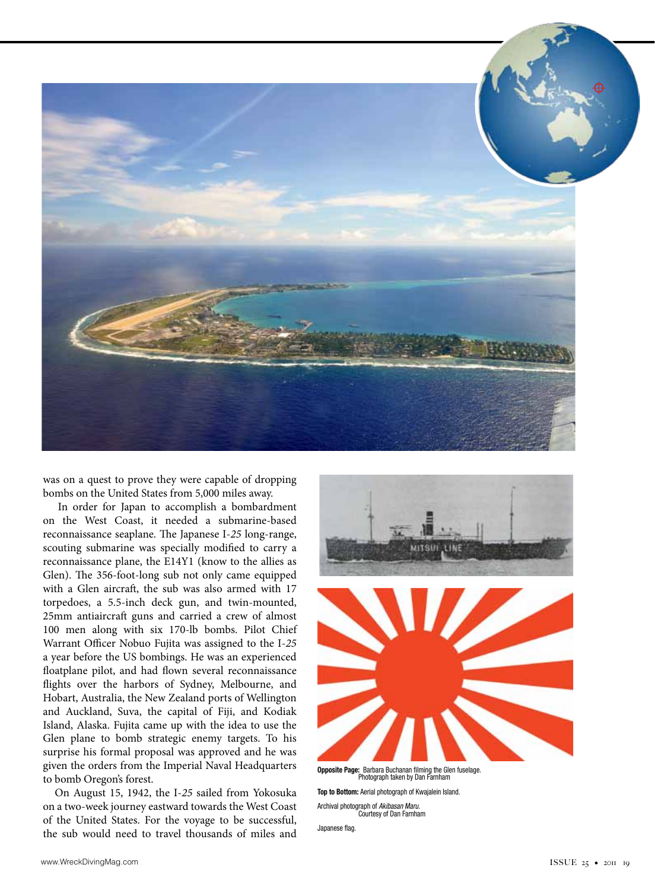was on a quest to prove they were capable of dropping bombs on the United States from 5,000 miles away.

In order for Japan to accomplish a bombardment on the West Coast, it needed a submarine-based reconnaissance seaplane. The Japanese I-*25* long-range, scouting submarine was specially modified to carry a reconnaissance plane, the E14Y1 (know to the allies as Glen). The 356-foot-long sub not only came equipped with a Glen aircraft, the sub was also armed with 17 torpedoes, a 5.5-inch deck gun, and twin-mounted, 25mm antiaircraft guns and carried a crew of almost 100 men along with six 170-lb bombs. Pilot Chief Warrant Officer Nobuo Fujita was assigned to the I-*25* a year before the US bombings. He was an experienced floatplane pilot, and had flown several reconnaissance flights over the harbors of Sydney, Melbourne, and Hobart, Australia, the New Zealand ports of Wellington and Auckland, Suva, the capital of Fiji, and Kodiak Island, Alaska. Fujita came up with the idea to use the Glen plane to bomb strategic enemy targets. To his surprise his formal proposal was approved and he was given the orders from the Imperial Naval Headquarters to bomb Oregon's forest.

On August 15, 1942, the I-*25* sailed from Yokosuka on a two-week journey eastward towards the West Coast of the United States. For the voyage to be successful, the sub would need to travel thousands of miles and

**Opposite Page:** Barbara Buchanan filming the Glen fuselage. Photograph taken by Dan Farnham

**Top to Bottom:** Aerial photograph of Kwajalein Island.

Archival photograph of *Akibasan Maru*. Courtesy of Dan Farnham

Japanese flag.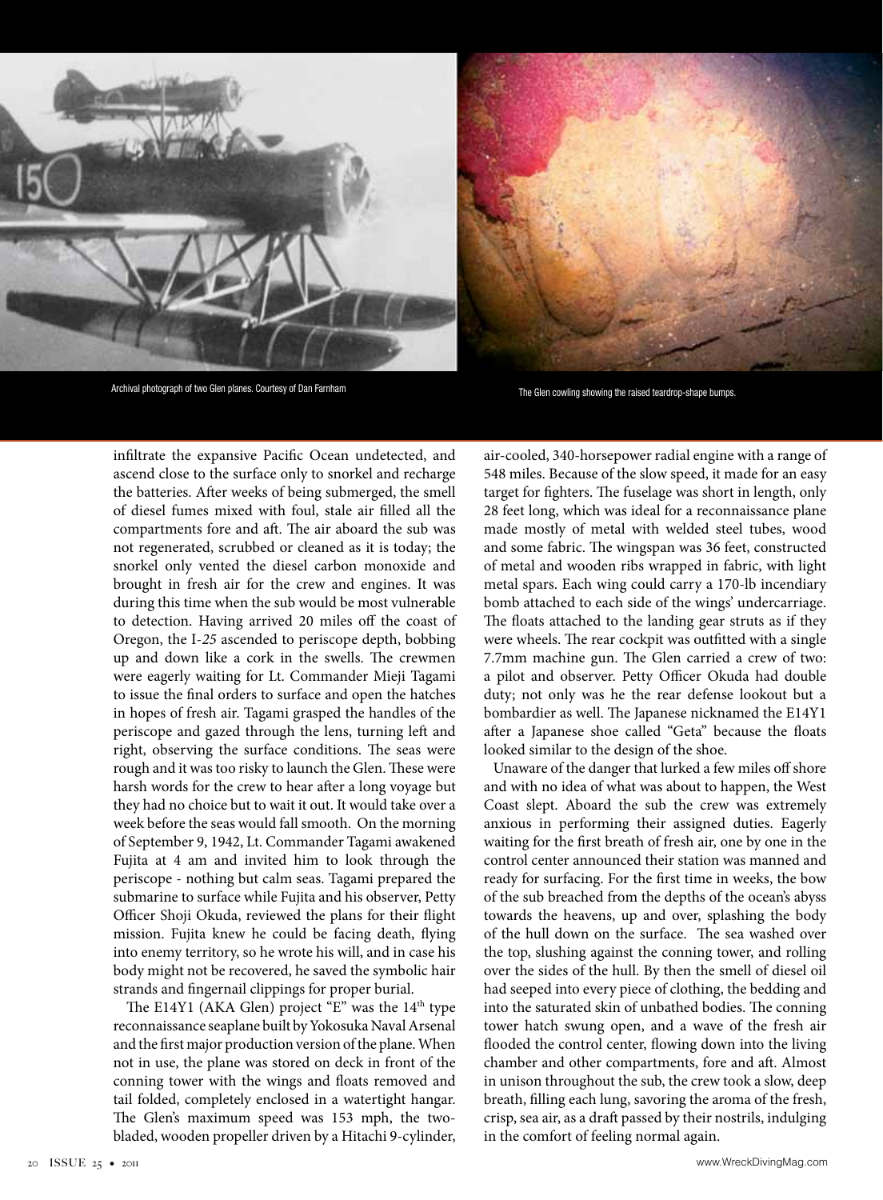Archival photograph of two Glen planes. Courtesy of Dan Farnham

The Glen cowling showing the raised teardrop-shape bumps.

infiltrate the expansive Pacific Ocean undetected, and ascend close to the surface only to snorkel and recharge the batteries. After weeks of being submerged, the smell of diesel fumes mixed with foul, stale air filled all the compartments fore and aft. The air aboard the sub was not regenerated, scrubbed or cleaned as it is today; the snorkel only vented the diesel carbon monoxide and brought in fresh air for the crew and engines. It was during this time when the sub would be most vulnerable to detection. Having arrived 20 miles off the coast of Oregon, the I-*25* ascended to periscope depth, bobbing up and down like a cork in the swells. The crewmen were eagerly waiting for Lt. Commander Mieji Tagami to issue the final orders to surface and open the hatches in hopes of fresh air. Tagami grasped the handles of the periscope and gazed through the lens, turning left and right, observing the surface conditions. The seas were rough and it was too risky to launch the Glen. These were harsh words for the crew to hear after a long voyage but they had no choice but to wait it out. It would take over a week before the seas would fall smooth. On the morning of September 9, 1942, Lt. Commander Tagami awakened Fujita at 4 am and invited him to look through the periscope - nothing but calm seas. Tagami prepared the submarine to surface while Fujita and his observer, Petty Officer Shoji Okuda, reviewed the plans for their flight mission. Fujita knew he could be facing death, flying into enemy territory, so he wrote his will, and in case his body might not be recovered, he saved the symbolic hair strands and fingernail clippings for proper burial.

The E14Y1 (AKA Glen) project "E" was the 14th type reconnaissance seaplane built by Yokosuka Naval Arsenal and the first major production version of the plane. When not in use, the plane was stored on deck in front of the conning tower with the wings and floats removed and tail folded, completely enclosed in a watertight hangar. The Glen's maximum speed was 153 mph, the two-bladed, wooden propeller driven by a Hitachi 9-cylinder, air-cooled, 340-horsepower radial engine with a range of 548 miles. Because of the slow speed, it made for an easy target for fighters. The fuselage was short in length, only 28 feet long, which was ideal for a reconnaissance plane made mostly of metal with welded steel tubes, wood and some fabric. The wingspan was 36 feet, constructed of metal and wooden ribs wrapped in fabric, with light metal spars. Each wing could carry a 170-lb incendiary bomb attached to each side of the wings' undercarriage. The floats attached to the landing gear struts as if they were wheels. The rear cockpit was outfitted with a single 7.7mm machine gun. The Glen carried a crew of two: a pilot and observer. Petty Officer Okuda had double duty; not only was he the rear defense lookout but a bombardier as well. The Japanese nicknamed the E14Y1 after a Japanese shoe called "Geta" because the floats looked similar to the design of the shoe.

Unaware of the danger that lurked a few miles off shore and with no idea of what was about to happen, the West Coast slept. Aboard the sub the crew was extremely anxious in performing their assigned duties. Eagerly waiting for the first breath of fresh air, one by one in the control center announced their station was manned and ready for surfacing. For the first time in weeks, the bow of the sub breached from the depths of the ocean's abyss towards the heavens, up and over, splashing the body of the hull down on the surface. The sea washed over the top, slushing against the conning tower, and rolling over the sides of the hull. By then the smell of diesel oil had seeped into every piece of clothing, the bedding and into the saturated skin of unbathed bodies. The conning tower hatch swung open, and a wave of the fresh air flooded the control center, flowing down into the living chamber and other compartments, fore and aft. Almost in unison throughout the sub, the crew took a slow, deep breath, filling each lung, savoring the aroma of the fresh, crisp, sea air, as a draft passed by their nostrils, indulging in the comfort of feeling normal again.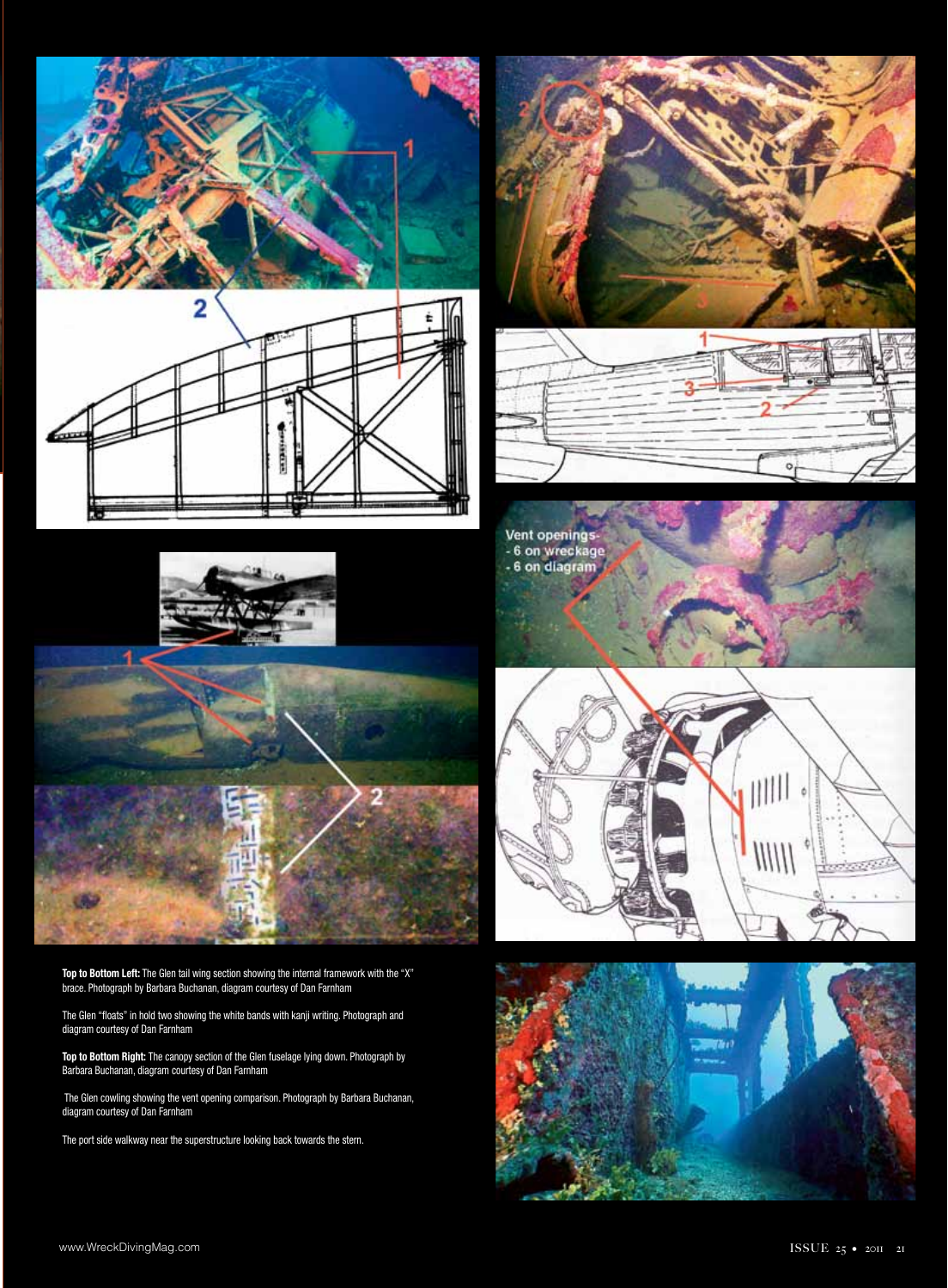**Top to Bottom Left:** The Glen tail wing section showing the internal framework with the "X" brace. Photograph by Barbara Buchanan, diagram courtesy of Dan Farnham

The Glen "floats" in hold two showing the white bands with kanji writing. Photograph and diagram courtesy of Dan Farnham

**Top to Bottom Right:** The canopy section of the Glen fuselage lying down. Photograph by Barbara Buchanan, diagram courtesy of Dan Farnham

The Glen cowling showing the vent opening comparison. Photograph by Barbara Buchanan, diagram courtesy of Dan Farnham

The port side walkway near the superstructure looking back towards the stern.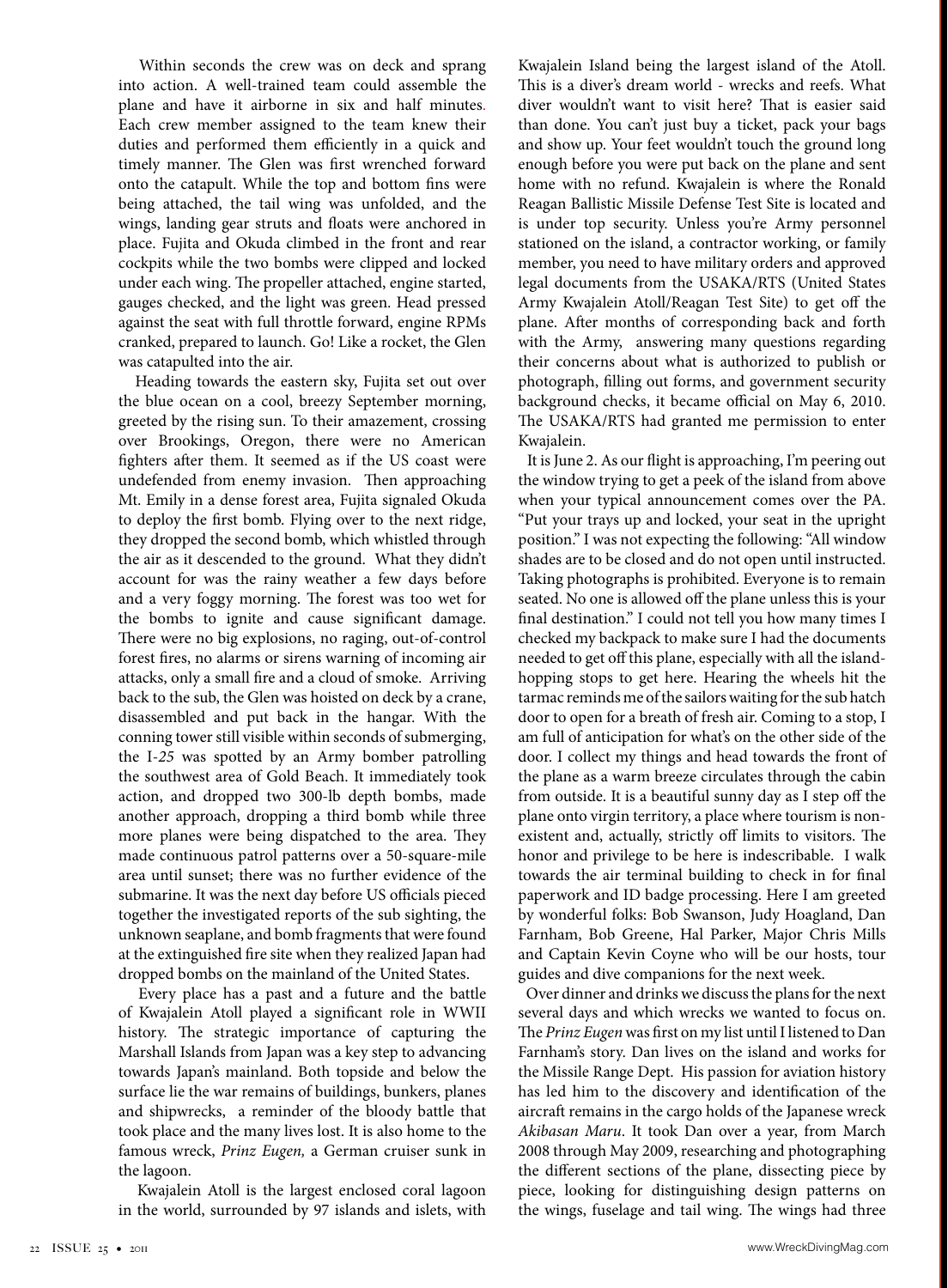Within seconds the crew was on deck and sprang into action. A well-trained team could assemble the plane and have it airborne in six and half minutes. Each crew member assigned to the team knew their duties and performed them efficiently in a quick and timely manner. The Glen was first wrenched forward onto the catapult. While the top and bottom fins were being attached, the tail wing was unfolded, and the wings, landing gear struts and floats were anchored in place. Fujita and Okuda climbed in the front and rear cockpits while the two bombs were clipped and locked under each wing. The propeller attached, engine started, gauges checked, and the light was green. Head pressed against the seat with full throttle forward, engine RPMs cranked, prepared to launch. Go! Like a rocket, the Glen was catapulted into the air.

Heading towards the eastern sky, Fujita set out over the blue ocean on a cool, breezy September morning, greeted by the rising sun. To their amazement, crossing over Brookings, Oregon, there were no American fighters after them. It seemed as if the US coast were undefended from enemy invasion. Then approaching Mt. Emily in a dense forest area, Fujita signaled Okuda to deploy the first bomb. Flying over to the next ridge, they dropped the second bomb, which whistled through the air as it descended to the ground. What they didn't account for was the rainy weather a few days before and a very foggy morning. The forest was too wet for the bombs to ignite and cause significant damage. There were no big explosions, no raging, out-of-control forest fires, no alarms or sirens warning of incoming air attacks, only a small fire and a cloud of smoke. Arriving back to the sub, the Glen was hoisted on deck by a crane, disassembled and put back in the hangar. With the conning tower still visible within seconds of submerging, the I-*25* was spotted by an Army bomber patrolling the southwest area of Gold Beach. It immediately took action, and dropped two 300-lb depth bombs, made another approach, dropping a third bomb while three more planes were being dispatched to the area. They made continuous patrol patterns over a 50-square-mile area until sunset; there was no further evidence of the submarine. It was the next day before US officials pieced together the investigated reports of the sub sighting, the unknown seaplane, and bomb fragments that were found at the extinguished fire site when they realized Japan had dropped bombs on the mainland of the United States.

Every place has a past and a future and the battle of Kwajalein Atoll played a significant role in WWII history. The strategic importance of capturing the Marshall Islands from Japan was a key step to advancing towards Japan's mainland. Both topside and below the surface lie the war remains of buildings, bunkers, planes and shipwrecks, a reminder of the bloody battle that took place and the many lives lost. It is also home to the famous wreck, *Prinz Eugen,* a German cruiser sunk in the lagoon.

Kwajalein Atoll is the largest enclosed coral lagoon in the world, surrounded by 97 islands and islets, with Kwajalein Island being the largest island of the Atoll. This is a diver's dream world - wrecks and reefs. What diver wouldn't want to visit here? That is easier said than done. You can't just buy a ticket, pack your bags and show up. Your feet wouldn't touch the ground long enough before you were put back on the plane and sent home with no refund. Kwajalein is where the Ronald Reagan Ballistic Missile Defense Test Site is located and is under top security. Unless you're Army personnel stationed on the island, a contractor working, or family member, you need to have military orders and approved legal documents from the USAKA/RTS (United States Army Kwajalein Atoll/Reagan Test Site) to get off the plane. After months of corresponding back and forth with the Army, answering many questions regarding their concerns about what is authorized to publish or photograph, filling out forms, and government security background checks, it became official on May 6, 2010. The USAKA/RTS had granted me permission to enter Kwajalein.

It is June 2. As our flight is approaching, I'm peering out the window trying to get a peek of the island from above when your typical announcement comes over the PA. "Put your trays up and locked, your seat in the upright position." I was not expecting the following: "All window shades are to be closed and do not open until instructed. Taking photographs is prohibited. Everyone is to remain seated. No one is allowed off the plane unless this is your final destination." I could not tell you how many times I checked my backpack to make sure I had the documents needed to get off this plane, especially with all the island-hopping stops to get here. Hearing the wheels hit the tarmac reminds me of the sailors waiting for the sub hatch door to open for a breath of fresh air. Coming to a stop, I am full of anticipation for what's on the other side of the door. I collect my things and head towards the front of the plane as a warm breeze circulates through the cabin from outside. It is a beautiful sunny day as I step off the plane onto virgin territory, a place where tourism is non-existent and, actually, strictly off limits to visitors. The honor and privilege to be here is indescribable. I walk towards the air terminal building to check in for final paperwork and ID badge processing. Here I am greeted by wonderful folks: Bob Swanson, Judy Hoagland, Dan Farnham, Bob Greene, Hal Parker, Major Chris Mills and Captain Kevin Coyne who will be our hosts, tour guides and dive companions for the next week.

Over dinner and drinks we discuss the plans for the next several days and which wrecks we wanted to focus on. The *Prinz Eugen* was first on my list until I listened to Dan Farnham's story. Dan lives on the island and works for the Missile Range Dept. His passion for aviation history has led him to the discovery and identification of the aircraft remains in the cargo holds of the Japanese wreck *Akibasan Maru*. It took Dan over a year, from March 2008 through May 2009, researching and photographing the different sections of the plane, dissecting piece by piece, looking for distinguishing design patterns on the wings, fuselage and tail wing. The wings had three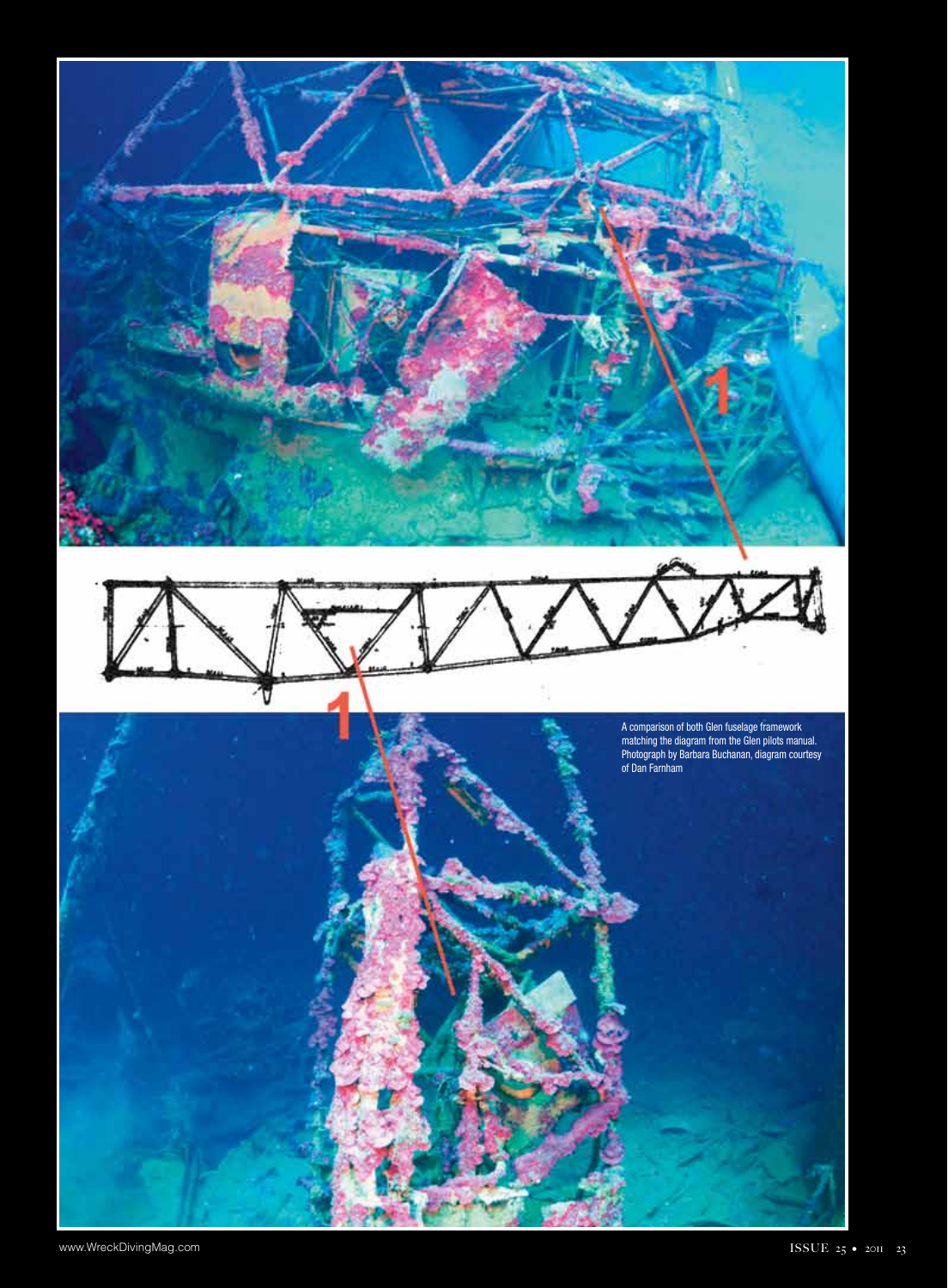A comparison of both Glen fuselage framework matching the diagram from the Glen pilots manual. Photograph by Barbara Buchanan, diagram courtesy of Dan Farnham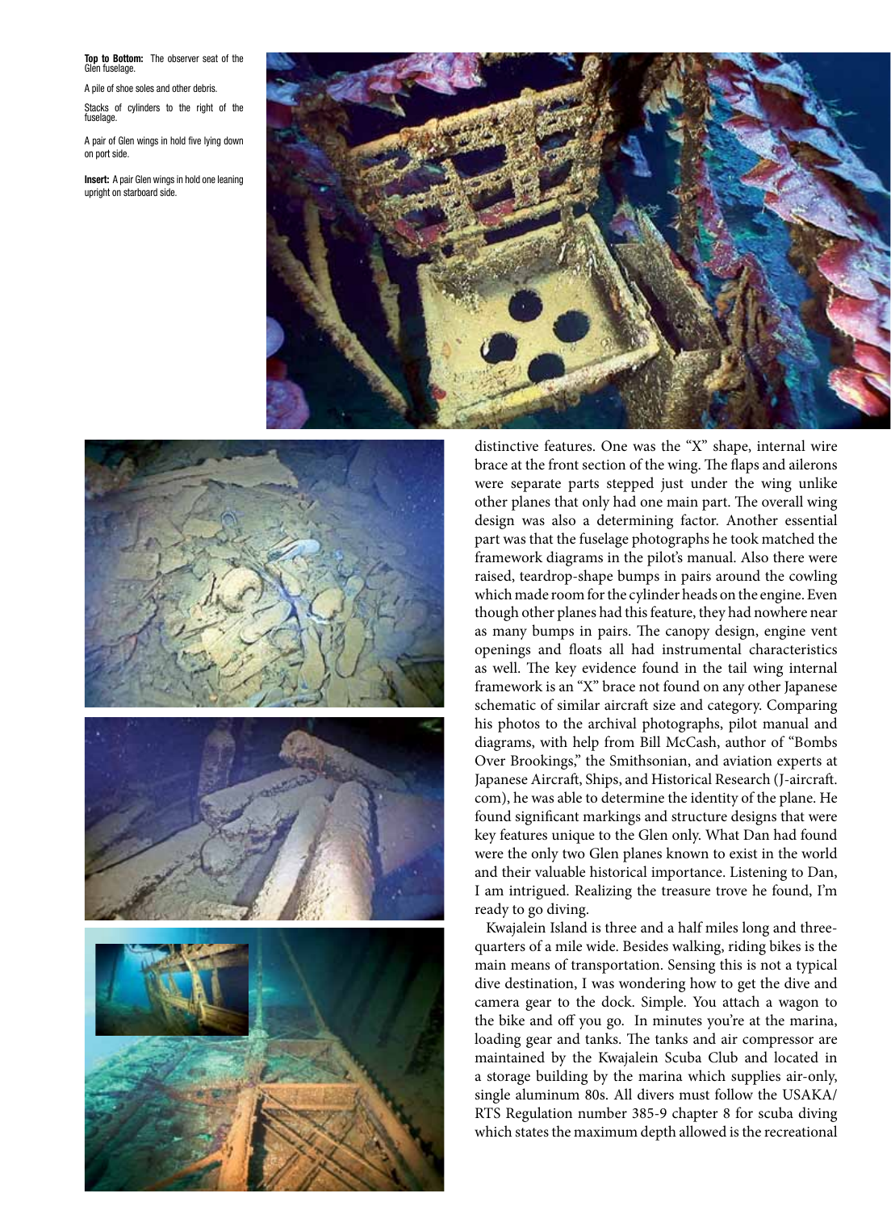**Top to Bottom:** The observer seat of the Glen fuselage.

A pile of shoe soles and other debris.

Stacks of cylinders to the right of the fuselage.

A pair of Glen wings in hold five lying down on port side.

**Insert:** A pair Glen wings in hold one leaning upright on starboard side.

distinctive features. One was the "X" shape, internal wire brace at the front section of the wing. The flaps and ailerons were separate parts stepped just under the wing unlike other planes that only had one main part. The overall wing design was also a determining factor. Another essential part was that the fuselage photographs he took matched the framework diagrams in the pilot's manual. Also there were raised, teardrop-shape bumps in pairs around the cowling which made room for the cylinder heads on the engine. Even though other planes had this feature, they had nowhere near as many bumps in pairs. The canopy design, engine vent openings and floats all had instrumental characteristics as well. The key evidence found in the tail wing internal framework is an "X" brace not found on any other Japanese schematic of similar aircraft size and category. Comparing his photos to the archival photographs, pilot manual and diagrams, with help from Bill McCash, author of "Bombs Over Brookings," the Smithsonian, and aviation experts at Japanese Aircraft, Ships, and Historical Research (J-aircraft.com), he was able to determine the identity of the plane. He found significant markings and structure designs that were key features unique to the Glen only. What Dan had found were the only two Glen planes known to exist in the world and their valuable historical importance. Listening to Dan, I am intrigued. Realizing the treasure trove he found, I'm ready to go diving.

Kwajalein Island is three and a half miles long and three-quarters of a mile wide. Besides walking, riding bikes is the main means of transportation. Sensing this is not a typical dive destination, I was wondering how to get the dive and camera gear to the dock. Simple. You attach a wagon to the bike and off you go. In minutes you're at the marina, loading gear and tanks. The tanks and air compressor are maintained by the Kwajalein Scuba Club and located in a storage building by the marina which supplies air-only, single aluminum 80s. All divers must follow the USAKA/RTS Regulation number 385-9 chapter 8 for scuba diving which states the maximum depth allowed is the recreational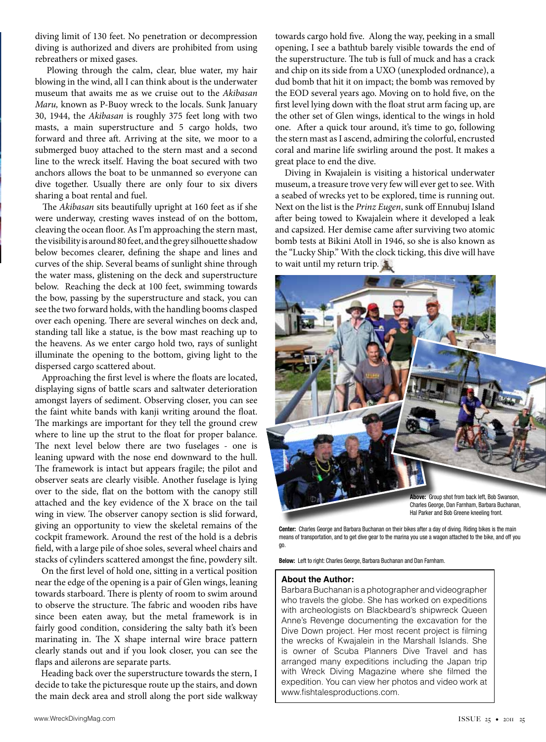diving limit of 130 feet. No penetration or decompression diving is authorized and divers are prohibited from using rebreathers or mixed gases.

Plowing through the calm, clear, blue water, my hair blowing in the wind, all I can think about is the underwater museum that awaits me as we cruise out to the *Akibasan Maru,* known as P-Buoy wreck to the locals. Sunk January 30, 1944, the *Akibasan* is roughly 375 feet long with two masts, a main superstructure and 5 cargo holds, two forward and three aft. Arriving at the site, we moor to a submerged buoy attached to the stern mast and a second line to the wreck itself. Having the boat secured with two anchors allows the boat to be unmanned so everyone can dive together. Usually there are only four to six divers sharing a boat rental and fuel.

The *Akibasan* sits beautifully upright at 160 feet as if she were underway, cresting waves instead of on the bottom, cleaving the ocean floor. As I'm approaching the stern mast, the visibility is around 80 feet, and the grey silhouette shadow below becomes clearer, defining the shape and lines and curves of the ship. Several beams of sunlight shine through the water mass, glistening on the deck and superstructure below. Reaching the deck at 100 feet, swimming towards the bow, passing by the superstructure and stack, you can see the two forward holds, with the handling booms clasped over each opening. There are several winches on deck and, standing tall like a statue, is the bow mast reaching up to the heavens. As we enter cargo hold two, rays of sunlight illuminate the opening to the bottom, giving light to the dispersed cargo scattered about.

Approaching the first level is where the floats are located, displaying signs of battle scars and saltwater deterioration amongst layers of sediment. Observing closer, you can see the faint white bands with kanji writing around the float. The markings are important for they tell the ground crew where to line up the strut to the float for proper balance. The next level below there are two fuselages - one is leaning upward with the nose end downward to the hull. The framework is intact but appears fragile; the pilot and observer seats are clearly visible. Another fuselage is lying over to the side, flat on the bottom with the canopy still attached and the key evidence of the X brace on the tail wing in view. The observer canopy section is slid forward, giving an opportunity to view the skeletal remains of the cockpit framework. Around the rest of the hold is a debris field, with a large pile of shoe soles, several wheel chairs and stacks of cylinders scattered amongst the fine, powdery silt.

On the first level of hold one, sitting in a vertical position near the edge of the opening is a pair of Glen wings, leaning towards starboard. There is plenty of room to swim around to observe the structure. The fabric and wooden ribs have since been eaten away, but the metal framework is in fairly good condition, considering the salty bath it's been marinating in. The X shape internal wire brace pattern clearly stands out and if you look closer, you can see the flaps and ailerons are separate parts.

Heading back over the superstructure towards the stern, I decide to take the picturesque route up the stairs, and down the main deck area and stroll along the port side walkway towards cargo hold five. Along the way, peeking in a small opening, I see a bathtub barely visible towards the end of the superstructure. The tub is full of muck and has a crack and chip on its side from a UXO (unexploded ordnance), a dud bomb that hit it on impact; the bomb was removed by the EOD several years ago. Moving on to hold five, on the first level lying down with the float strut arm facing up, are the other set of Glen wings, identical to the wings in hold one. After a quick tour around, it's time to go, following the stern mast as I ascend, admiring the colorful, encrusted coral and marine life swirling around the post. It makes a great place to end the dive.

Diving in Kwajalein is visiting a historical underwater museum, a treasure trove very few will ever get to see. With a seabed of wrecks yet to be explored, time is running out. Next on the list is the *Prinz Eugen*, sunk off Ennubuj Island after being towed to Kwajalein where it developed a leak and capsized. Her demise came after surviving two atomic bomb tests at Bikini Atoll in 1946, so she is also known as the "Lucky Ship." With the clock ticking, this dive will have to wait until my return trip.

**Above:** Group shot from back left, Bob Swanson, Charles George, Dan Farnham, Barbara Buchanan, Hal Parker and Bob Greene kneeling front.

**Center:** Charles George and Barbara Buchanan on their bikes after a day of diving. Riding bikes is the main means of transportation, and to get dive gear to the marina you use a wagon attached to the bike, and off you go.

**Below:** Left to right: Charles George, Barbara Buchanan and Dan Farnham.

**About the Author:**

Barbara Buchanan is a photographer and videographer who travels the globe. She has worked on expeditions with archeologists on Blackbeard's shipwreck Queen Anne's Revenge documenting the excavation for the Dive Down project. Her most recent project is filming the wrecks of Kwajalein in the Marshall Islands. She is owner of Scuba Planners Dive Travel and has arranged many expeditions including the Japan trip with Wreck Diving Magazine where she filmed the expedition. You can view her photos and video work at www.fishtalesproductions.com.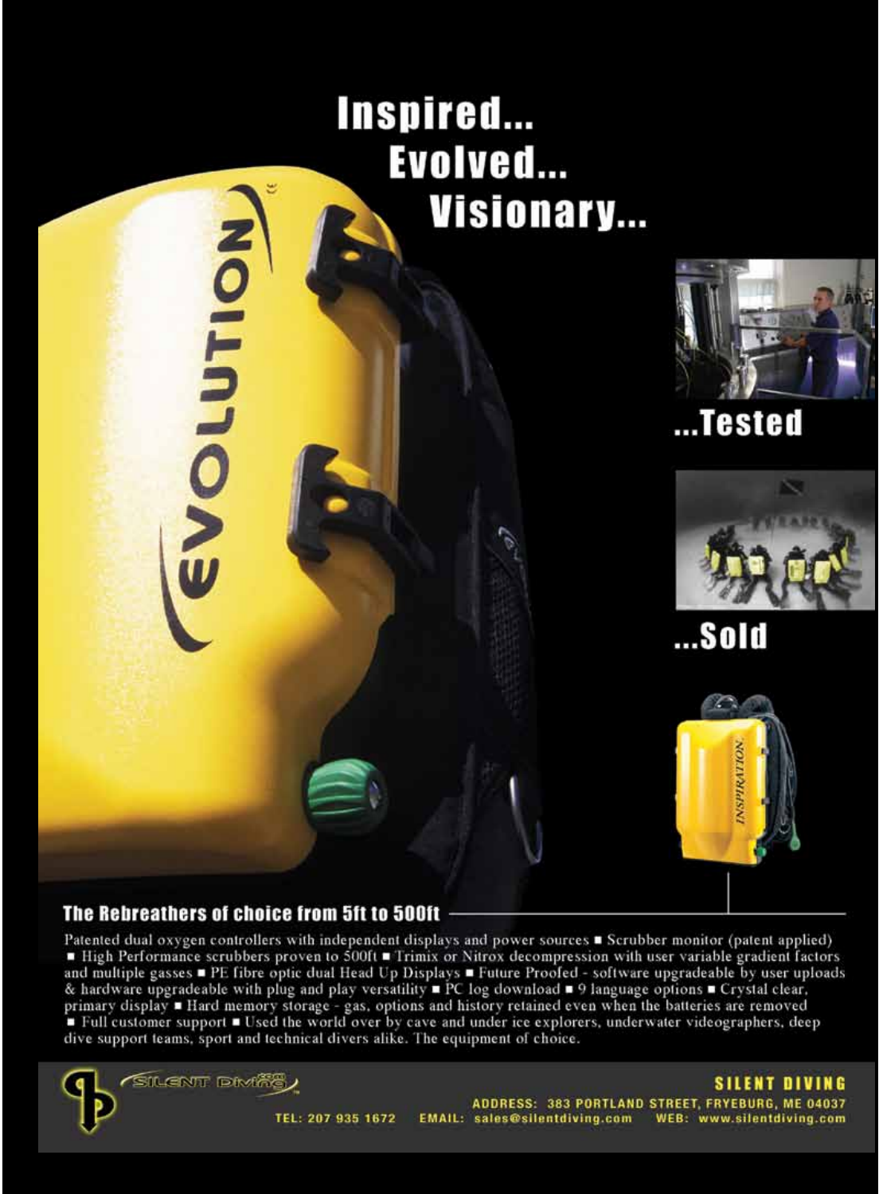# Inspired... Evolved... Visionary...

...Tested

...Sold

## The Rebreathers of choice from 5ft to 500ft

Patented dual oxygen controllers with independent displays and power sources ■ Scrubber monitor (patent applied) ■ High Performance scrubbers proven to 500ft ■ Trimix or Nitrox decompression with user variable gradient factors and multiple gasses ■ PE fibre optic dual Head Up Displays ■ Future Proofed - software upgradeable by user uploads & hardware upgradeable with plug and play versatility ■ PC log download ■ 9 language options ■ Crystal clear, primary display ■ Hard memory storage - gas, options and history retained even when the batteries are removed ■ Full customer support ■ Used the world over by cave and under ice explorers, underwater videographers, deep dive support teams, sport and technical divers alike. The equipment of choice.

**SILENT DIVING**

ADDRESS: 383 PORTLAND STREET, FRYEBURG, ME 04037

TEL: 207 935 1672 EMAIL: sales@silentdiving.com WEB: www.silentdiving.com